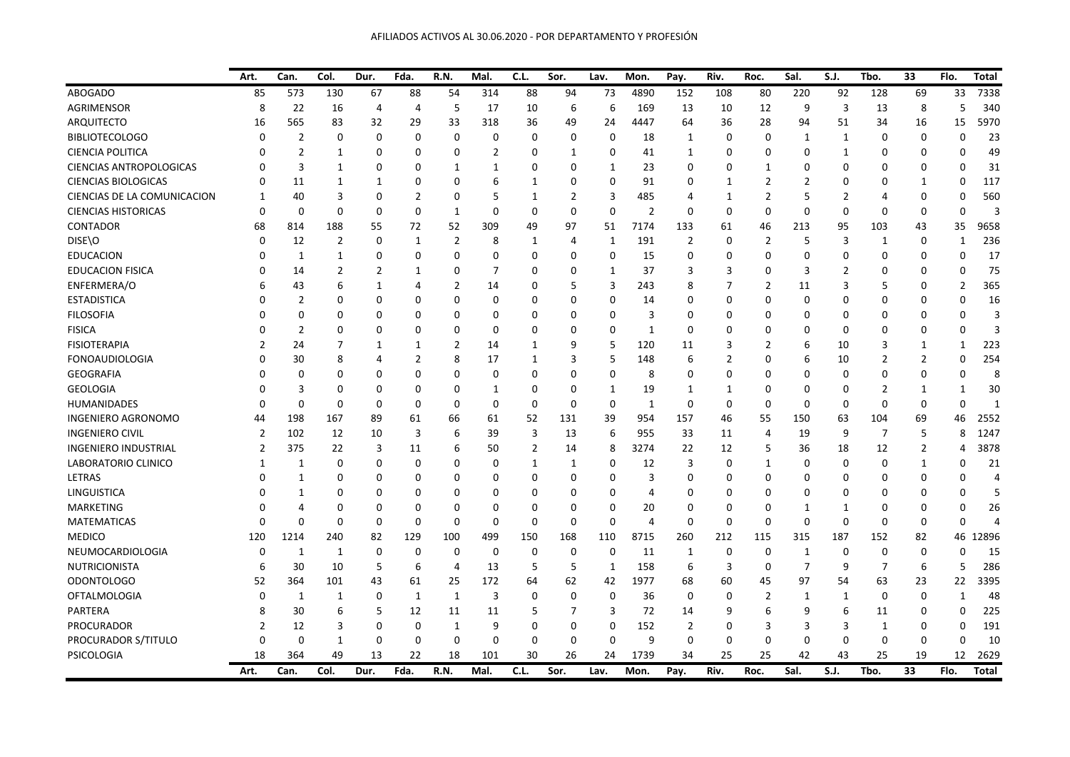AFILIADOS ACTIVOS AL 30.06.2020 - POR DEPARTAMENTO Y PROFESIÓN

| | Art. | Can. | Col. | Dur. | Fda. | R.N. | Mal. | C.L. | Sor. | Lav. | Mon. | Pay. | Riv. | Roc. | Sal. | S.J. | Tbo. | 33 | Flo. | Total |
|---|---|---|---|---|---|---|---|---|---|---|---|---|---|---|---|---|---|---|---|---|
| ABOGADO | 85 | 573 | 130 | 67 | 88 | 54 | 314 | 88 | 94 | 73 | 4890 | 152 | 108 | 80 | 220 | 92 | 128 | 69 | 33 | 7338 |
| AGRIMENSOR | 8 | 22 | 16 | 4 | 4 | 5 | 17 | 10 | 6 | 6 | 169 | 13 | 10 | 12 | 9 | 3 | 13 | 8 | 5 | 340 |
| ARQUITECTO | 16 | 565 | 83 | 32 | 29 | 33 | 318 | 36 | 49 | 24 | 4447 | 64 | 36 | 28 | 94 | 51 | 34 | 16 | 15 | 5970 |
| BIBLIOTECOLOGO | 0 | 2 | 0 | 0 | 0 | 0 | 0 | 0 | 0 | 0 | 18 | 1 | 0 | 0 | 1 | 1 | 0 | 0 | 0 | 23 |
| CIENCIA POLITICA | 0 | 2 | 1 | 0 | 0 | 0 | 2 | 0 | 1 | 0 | 41 | 1 | 0 | 0 | 0 | 1 | 0 | 0 | 0 | 49 |
| CIENCIAS ANTROPOLOGICAS | 0 | 3 | 1 | 0 | 0 | 1 | 1 | 0 | 0 | 1 | 23 | 0 | 0 | 1 | 0 | 0 | 0 | 0 | 0 | 31 |
| CIENCIAS BIOLOGICAS | 0 | 11 | 1 | 1 | 0 | 0 | 6 | 1 | 0 | 0 | 91 | 0 | 1 | 2 | 2 | 0 | 0 | 1 | 0 | 117 |
| CIENCIAS DE LA COMUNICACION | 1 | 40 | 3 | 0 | 2 | 0 | 5 | 1 | 2 | 3 | 485 | 4 | 1 | 2 | 5 | 2 | 4 | 0 | 0 | 560 |
| CIENCIAS HISTORICAS | 0 | 0 | 0 | 0 | 0 | 1 | 0 | 0 | 0 | 0 | 2 | 0 | 0 | 0 | 0 | 0 | 0 | 0 | 0 | 3 |
| CONTADOR | 68 | 814 | 188 | 55 | 72 | 52 | 309 | 49 | 97 | 51 | 7174 | 133 | 61 | 46 | 213 | 95 | 103 | 43 | 35 | 9658 |
| DISE\O | 0 | 12 | 2 | 0 | 1 | 2 | 8 | 1 | 4 | 1 | 191 | 2 | 0 | 2 | 5 | 3 | 1 | 0 | 1 | 236 |
| EDUCACION | 0 | 1 | 1 | 0 | 0 | 0 | 0 | 0 | 0 | 0 | 15 | 0 | 0 | 0 | 0 | 0 | 0 | 0 | 0 | 17 |
| EDUCACION FISICA | 0 | 14 | 2 | 2 | 1 | 0 | 7 | 0 | 0 | 1 | 37 | 3 | 3 | 0 | 3 | 2 | 0 | 0 | 0 | 75 |
| ENFERMERA/O | 6 | 43 | 6 | 1 | 4 | 2 | 14 | 0 | 5 | 3 | 243 | 8 | 7 | 2 | 11 | 3 | 5 | 0 | 2 | 365 |
| ESTADISTICA | 0 | 2 | 0 | 0 | 0 | 0 | 0 | 0 | 0 | 0 | 14 | 0 | 0 | 0 | 0 | 0 | 0 | 0 | 0 | 16 |
| FILOSOFIA | 0 | 0 | 0 | 0 | 0 | 0 | 0 | 0 | 0 | 0 | 3 | 0 | 0 | 0 | 0 | 0 | 0 | 0 | 0 | 3 |
| FISICA | 0 | 2 | 0 | 0 | 0 | 0 | 0 | 0 | 0 | 0 | 1 | 0 | 0 | 0 | 0 | 0 | 0 | 0 | 0 | 3 |
| FISIOTERAPIA | 2 | 24 | 7 | 1 | 1 | 2 | 14 | 1 | 9 | 5 | 120 | 11 | 3 | 2 | 6 | 10 | 3 | 1 | 1 | 223 |
| FONOAUDIOLOGIA | 0 | 30 | 8 | 4 | 2 | 8 | 17 | 1 | 3 | 5 | 148 | 6 | 2 | 0 | 6 | 10 | 2 | 2 | 0 | 254 |
| GEOGRAFIA | 0 | 0 | 0 | 0 | 0 | 0 | 0 | 0 | 0 | 0 | 8 | 0 | 0 | 0 | 0 | 0 | 0 | 0 | 0 | 8 |
| GEOLOGIA | 0 | 3 | 0 | 0 | 0 | 0 | 1 | 0 | 0 | 1 | 19 | 1 | 1 | 0 | 0 | 0 | 2 | 1 | 1 | 30 |
| HUMANIDADES | 0 | 0 | 0 | 0 | 0 | 0 | 0 | 0 | 0 | 0 | 1 | 0 | 0 | 0 | 0 | 0 | 0 | 0 | 0 | 1 |
| INGENIERO AGRONOMO | 44 | 198 | 167 | 89 | 61 | 66 | 61 | 52 | 131 | 39 | 954 | 157 | 46 | 55 | 150 | 63 | 104 | 69 | 46 | 2552 |
| INGENIERO CIVIL | 2 | 102 | 12 | 10 | 3 | 6 | 39 | 3 | 13 | 6 | 955 | 33 | 11 | 4 | 19 | 9 | 7 | 5 | 8 | 1247 |
| INGENIERO INDUSTRIAL | 2 | 375 | 22 | 3 | 11 | 6 | 50 | 2 | 14 | 8 | 3274 | 22 | 12 | 5 | 36 | 18 | 12 | 2 | 4 | 3878 |
| LABORATORIO CLINICO | 1 | 1 | 0 | 0 | 0 | 0 | 0 | 1 | 1 | 0 | 12 | 3 | 0 | 1 | 0 | 0 | 0 | 1 | 0 | 21 |
| LETRAS | 0 | 1 | 0 | 0 | 0 | 0 | 0 | 0 | 0 | 0 | 3 | 0 | 0 | 0 | 0 | 0 | 0 | 0 | 0 | 4 |
| LINGUISTICA | 0 | 1 | 0 | 0 | 0 | 0 | 0 | 0 | 0 | 0 | 4 | 0 | 0 | 0 | 0 | 0 | 0 | 0 | 0 | 5 |
| MARKETING | 0 | 4 | 0 | 0 | 0 | 0 | 0 | 0 | 0 | 0 | 20 | 0 | 0 | 0 | 1 | 1 | 0 | 0 | 0 | 26 |
| MATEMATICAS | 0 | 0 | 0 | 0 | 0 | 0 | 0 | 0 | 0 | 0 | 4 | 0 | 0 | 0 | 0 | 0 | 0 | 0 | 0 | 4 |
| MEDICO | 120 | 1214 | 240 | 82 | 129 | 100 | 499 | 150 | 168 | 110 | 8715 | 260 | 212 | 115 | 315 | 187 | 152 | 82 | 46 | 12896 |
| NEUMOCARDIOLOGIA | 0 | 1 | 1 | 0 | 0 | 0 | 0 | 0 | 0 | 0 | 11 | 1 | 0 | 0 | 1 | 0 | 0 | 0 | 0 | 15 |
| NUTRICIONISTA | 6 | 30 | 10 | 5 | 6 | 4 | 13 | 5 | 5 | 1 | 158 | 6 | 3 | 0 | 7 | 9 | 7 | 6 | 5 | 286 |
| ODONTOLOGO | 52 | 364 | 101 | 43 | 61 | 25 | 172 | 64 | 62 | 42 | 1977 | 68 | 60 | 45 | 97 | 54 | 63 | 23 | 22 | 3395 |
| OFTALMOLOGIA | 0 | 1 | 1 | 0 | 1 | 1 | 3 | 0 | 0 | 0 | 36 | 0 | 0 | 2 | 1 | 1 | 0 | 0 | 1 | 48 |
| PARTERA | 8 | 30 | 6 | 5 | 12 | 11 | 11 | 5 | 7 | 3 | 72 | 14 | 9 | 6 | 9 | 6 | 11 | 0 | 0 | 225 |
| PROCURADOR | 2 | 12 | 3 | 0 | 0 | 1 | 9 | 0 | 0 | 0 | 152 | 2 | 0 | 3 | 3 | 3 | 1 | 0 | 0 | 191 |
| PROCURADOR S/TITULO | 0 | 0 | 1 | 0 | 0 | 0 | 0 | 0 | 0 | 0 | 9 | 0 | 0 | 0 | 0 | 0 | 0 | 0 | 0 | 10 |
| PSICOLOGIA | 18 | 364 | 49 | 13 | 22 | 18 | 101 | 30 | 26 | 24 | 1739 | 34 | 25 | 25 | 42 | 43 | 25 | 19 | 12 | 2629 |
| | **Art.** | **Can.** | **Col.** | **Dur.** | **Fda.** | **R.N.** | **Mal.** | **C.L.** | **Sor.** | **Lav.** | **Mon.** | **Pay.** | **Riv.** | **Roc.** | **Sal.** | **S.J.** | **Tbo.** | **33** | **Flo.** | **Total** |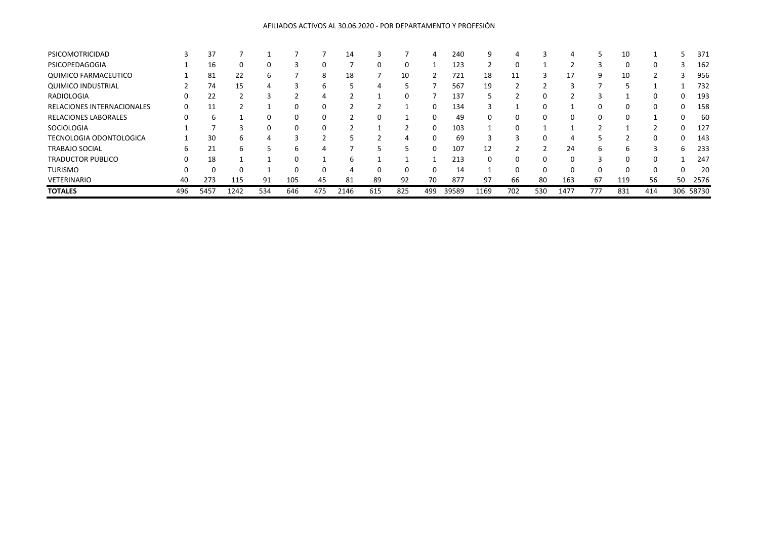AFILIADOS ACTIVOS AL 30.06.2020 - POR DEPARTAMENTO Y PROFESIÓN

| | | | | | | | | | | | | | | | | | | | | |
|---|---|---|---|---|---|---|---|---|---|---|---|---|---|---|---|---|---|---|---|---|
| PSICOMOTRICIDAD | 3 | 37 | 7 | 1 | 7 | 7 | 14 | 3 | 7 | 4 | 240 | 9 | 4 | 3 | 4 | 5 | 10 | 1 | 5 | 371 |
| PSICOPEDAGOGIA | 1 | 16 | 0 | 0 | 3 | 0 | 7 | 0 | 0 | 1 | 123 | 2 | 0 | 1 | 2 | 3 | 0 | 0 | 3 | 162 |
| QUIMICO FARMACEUTICO | 1 | 81 | 22 | 6 | 7 | 8 | 18 | 7 | 10 | 2 | 721 | 18 | 11 | 3 | 17 | 9 | 10 | 2 | 3 | 956 |
| QUIMICO INDUSTRIAL | 2 | 74 | 15 | 4 | 3 | 6 | 5 | 4 | 5 | 7 | 567 | 19 | 2 | 2 | 3 | 7 | 5 | 1 | 1 | 732 |
| RADIOLOGIA | 0 | 22 | 2 | 3 | 2 | 4 | 2 | 1 | 0 | 7 | 137 | 5 | 2 | 0 | 2 | 3 | 1 | 0 | 0 | 193 |
| RELACIONES INTERNACIONALES | 0 | 11 | 2 | 1 | 0 | 0 | 2 | 2 | 1 | 0 | 134 | 3 | 1 | 0 | 1 | 0 | 0 | 0 | 0 | 158 |
| RELACIONES LABORALES | 0 | 6 | 1 | 0 | 0 | 0 | 2 | 0 | 1 | 0 | 49 | 0 | 0 | 0 | 0 | 0 | 0 | 1 | 0 | 60 |
| SOCIOLOGIA | 1 | 7 | 3 | 0 | 0 | 0 | 2 | 1 | 2 | 0 | 103 | 1 | 0 | 1 | 1 | 2 | 1 | 2 | 0 | 127 |
| TECNOLOGIA ODONTOLOGICA | 1 | 30 | 6 | 4 | 3 | 2 | 5 | 2 | 4 | 0 | 69 | 3 | 3 | 0 | 4 | 5 | 2 | 0 | 0 | 143 |
| TRABAJO SOCIAL | 6 | 21 | 6 | 5 | 6 | 4 | 7 | 5 | 5 | 0 | 107 | 12 | 2 | 2 | 24 | 6 | 6 | 3 | 6 | 233 |
| TRADUCTOR PUBLICO | 0 | 18 | 1 | 1 | 0 | 1 | 6 | 1 | 1 | 1 | 213 | 0 | 0 | 0 | 0 | 3 | 0 | 0 | 1 | 247 |
| TURISMO | 0 | 0 | 0 | 1 | 0 | 0 | 4 | 0 | 0 | 0 | 14 | 1 | 0 | 0 | 0 | 0 | 0 | 0 | 0 | 20 |
| VETERINARIO | 40 | 273 | 115 | 91 | 105 | 45 | 81 | 89 | 92 | 70 | 877 | 97 | 66 | 80 | 163 | 67 | 119 | 56 | 50 | 2576 |
| **TOTALES** | 496 | 5457 | 1242 | 534 | 646 | 475 | 2146 | 615 | 825 | 499 | 39589 | 1169 | 702 | 530 | 1477 | 777 | 831 | 414 | 306 | 58730 |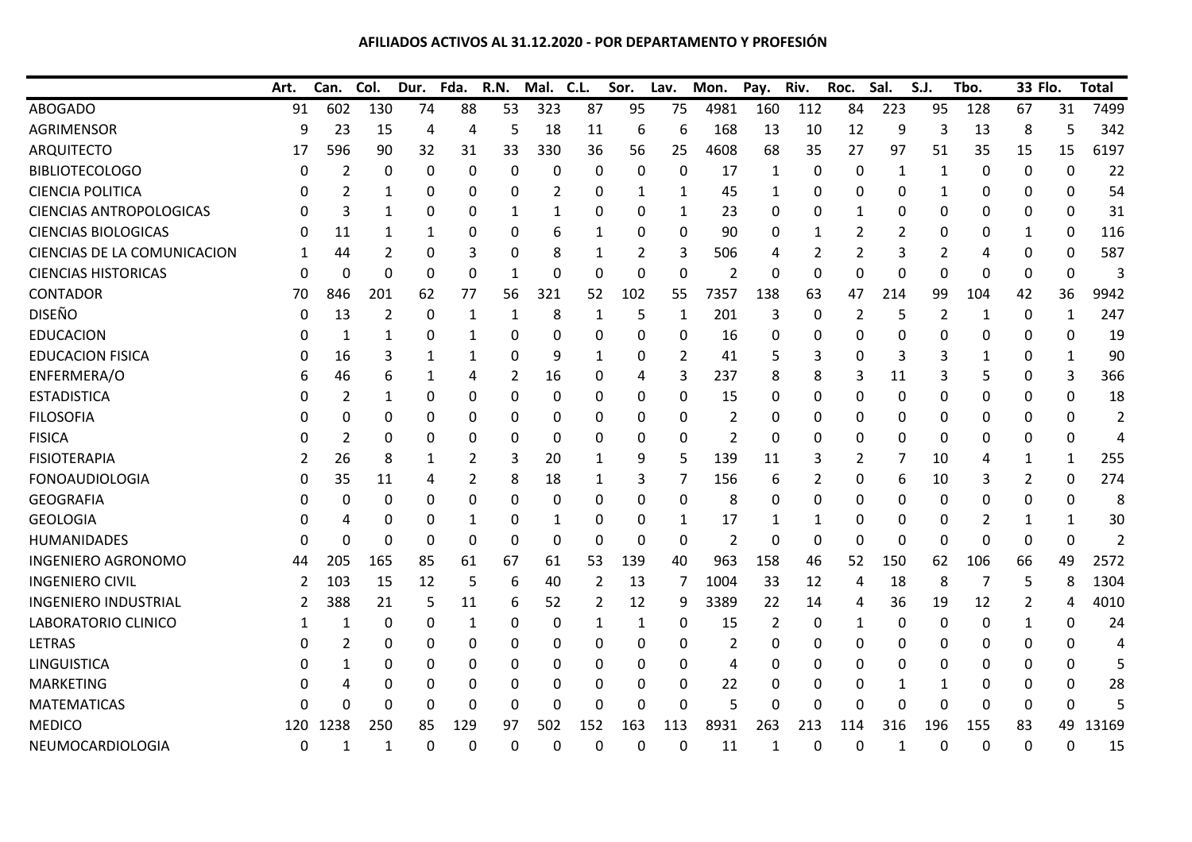**AFILIADOS ACTIVOS AL 31.12.2020 - POR DEPARTAMENTO Y PROFESIÓN**

| | Art. | Can. | Col. | Dur. | Fda. | R.N. | Mal. | C.L. | Sor. | Lav. | Mon. | Pay. | Riv. | Roc. | Sal. | S.J. | Tbo. | 33 | Flo. | Total |
|---|---|---|---|---|---|---|---|---|---|---|---|---|---|---|---|---|---|---|---|---|
| ABOGADO | 91 | 602 | 130 | 74 | 88 | 53 | 323 | 87 | 95 | 75 | 4981 | 160 | 112 | 84 | 223 | 95 | 128 | 67 | 31 | 7499 |
| AGRIMENSOR | 9 | 23 | 15 | 4 | 4 | 5 | 18 | 11 | 6 | 6 | 168 | 13 | 10 | 12 | 9 | 3 | 13 | 8 | 5 | 342 |
| ARQUITECTO | 17 | 596 | 90 | 32 | 31 | 33 | 330 | 36 | 56 | 25 | 4608 | 68 | 35 | 27 | 97 | 51 | 35 | 15 | 15 | 6197 |
| BIBLIOTECOLOGO | 0 | 2 | 0 | 0 | 0 | 0 | 0 | 0 | 0 | 0 | 17 | 1 | 0 | 0 | 1 | 1 | 0 | 0 | 0 | 22 |
| CIENCIA POLITICA | 0 | 2 | 1 | 0 | 0 | 0 | 2 | 0 | 1 | 1 | 45 | 1 | 0 | 0 | 0 | 1 | 0 | 0 | 0 | 54 |
| CIENCIAS ANTROPOLOGICAS | 0 | 3 | 1 | 0 | 0 | 1 | 1 | 0 | 0 | 1 | 23 | 0 | 0 | 1 | 0 | 0 | 0 | 0 | 0 | 31 |
| CIENCIAS BIOLOGICAS | 0 | 11 | 1 | 1 | 0 | 0 | 6 | 1 | 0 | 0 | 90 | 0 | 1 | 2 | 2 | 0 | 0 | 1 | 0 | 116 |
| CIENCIAS DE LA COMUNICACION | 1 | 44 | 2 | 0 | 3 | 0 | 8 | 1 | 2 | 3 | 506 | 4 | 2 | 2 | 3 | 2 | 4 | 0 | 0 | 587 |
| CIENCIAS HISTORICAS | 0 | 0 | 0 | 0 | 0 | 1 | 0 | 0 | 0 | 0 | 2 | 0 | 0 | 0 | 0 | 0 | 0 | 0 | 0 | 3 |
| CONTADOR | 70 | 846 | 201 | 62 | 77 | 56 | 321 | 52 | 102 | 55 | 7357 | 138 | 63 | 47 | 214 | 99 | 104 | 42 | 36 | 9942 |
| DISEÑO | 0 | 13 | 2 | 0 | 1 | 1 | 8 | 1 | 5 | 1 | 201 | 3 | 0 | 2 | 5 | 2 | 1 | 0 | 1 | 247 |
| EDUCACION | 0 | 1 | 1 | 0 | 1 | 0 | 0 | 0 | 0 | 0 | 16 | 0 | 0 | 0 | 0 | 0 | 0 | 0 | 0 | 19 |
| EDUCACION FISICA | 0 | 16 | 3 | 1 | 1 | 0 | 9 | 1 | 0 | 2 | 41 | 5 | 3 | 0 | 3 | 3 | 1 | 0 | 1 | 90 |
| ENFERMERA/O | 6 | 46 | 6 | 1 | 4 | 2 | 16 | 0 | 4 | 3 | 237 | 8 | 8 | 3 | 11 | 3 | 5 | 0 | 3 | 366 |
| ESTADISTICA | 0 | 2 | 1 | 0 | 0 | 0 | 0 | 0 | 0 | 0 | 15 | 0 | 0 | 0 | 0 | 0 | 0 | 0 | 0 | 18 |
| FILOSOFIA | 0 | 0 | 0 | 0 | 0 | 0 | 0 | 0 | 0 | 0 | 2 | 0 | 0 | 0 | 0 | 0 | 0 | 0 | 0 | 2 |
| FISICA | 0 | 2 | 0 | 0 | 0 | 0 | 0 | 0 | 0 | 0 | 2 | 0 | 0 | 0 | 0 | 0 | 0 | 0 | 0 | 4 |
| FISIOTERAPIA | 2 | 26 | 8 | 1 | 2 | 3 | 20 | 1 | 9 | 5 | 139 | 11 | 3 | 2 | 7 | 10 | 4 | 1 | 1 | 255 |
| FONOAUDIOLOGIA | 0 | 35 | 11 | 4 | 2 | 8 | 18 | 1 | 3 | 7 | 156 | 6 | 2 | 0 | 6 | 10 | 3 | 2 | 0 | 274 |
| GEOGRAFIA | 0 | 0 | 0 | 0 | 0 | 0 | 0 | 0 | 0 | 0 | 8 | 0 | 0 | 0 | 0 | 0 | 0 | 0 | 0 | 8 |
| GEOLOGIA | 0 | 4 | 0 | 0 | 1 | 0 | 1 | 0 | 0 | 1 | 17 | 1 | 1 | 0 | 0 | 0 | 2 | 1 | 1 | 30 |
| HUMANIDADES | 0 | 0 | 0 | 0 | 0 | 0 | 0 | 0 | 0 | 0 | 2 | 0 | 0 | 0 | 0 | 0 | 0 | 0 | 0 | 2 |
| INGENIERO AGRONOMO | 44 | 205 | 165 | 85 | 61 | 67 | 61 | 53 | 139 | 40 | 963 | 158 | 46 | 52 | 150 | 62 | 106 | 66 | 49 | 2572 |
| INGENIERO CIVIL | 2 | 103 | 15 | 12 | 5 | 6 | 40 | 2 | 13 | 7 | 1004 | 33 | 12 | 4 | 18 | 8 | 7 | 5 | 8 | 1304 |
| INGENIERO INDUSTRIAL | 2 | 388 | 21 | 5 | 11 | 6 | 52 | 2 | 12 | 9 | 3389 | 22 | 14 | 4 | 36 | 19 | 12 | 2 | 4 | 4010 |
| LABORATORIO CLINICO | 1 | 1 | 0 | 0 | 1 | 0 | 0 | 1 | 1 | 0 | 15 | 2 | 0 | 1 | 0 | 0 | 0 | 1 | 0 | 24 |
| LETRAS | 0 | 2 | 0 | 0 | 0 | 0 | 0 | 0 | 0 | 0 | 2 | 0 | 0 | 0 | 0 | 0 | 0 | 0 | 0 | 4 |
| LINGUISTICA | 0 | 1 | 0 | 0 | 0 | 0 | 0 | 0 | 0 | 0 | 4 | 0 | 0 | 0 | 0 | 0 | 0 | 0 | 0 | 5 |
| MARKETING | 0 | 4 | 0 | 0 | 0 | 0 | 0 | 0 | 0 | 0 | 22 | 0 | 0 | 0 | 1 | 1 | 0 | 0 | 0 | 28 |
| MATEMATICAS | 0 | 0 | 0 | 0 | 0 | 0 | 0 | 0 | 0 | 0 | 5 | 0 | 0 | 0 | 0 | 0 | 0 | 0 | 0 | 5 |
| MEDICO | 120 | 1238 | 250 | 85 | 129 | 97 | 502 | 152 | 163 | 113 | 8931 | 263 | 213 | 114 | 316 | 196 | 155 | 83 | 49 | 13169 |
| NEUMOCARDIOLOGIA | 0 | 1 | 1 | 0 | 0 | 0 | 0 | 0 | 0 | 0 | 11 | 1 | 0 | 0 | 1 | 0 | 0 | 0 | 0 | 15 |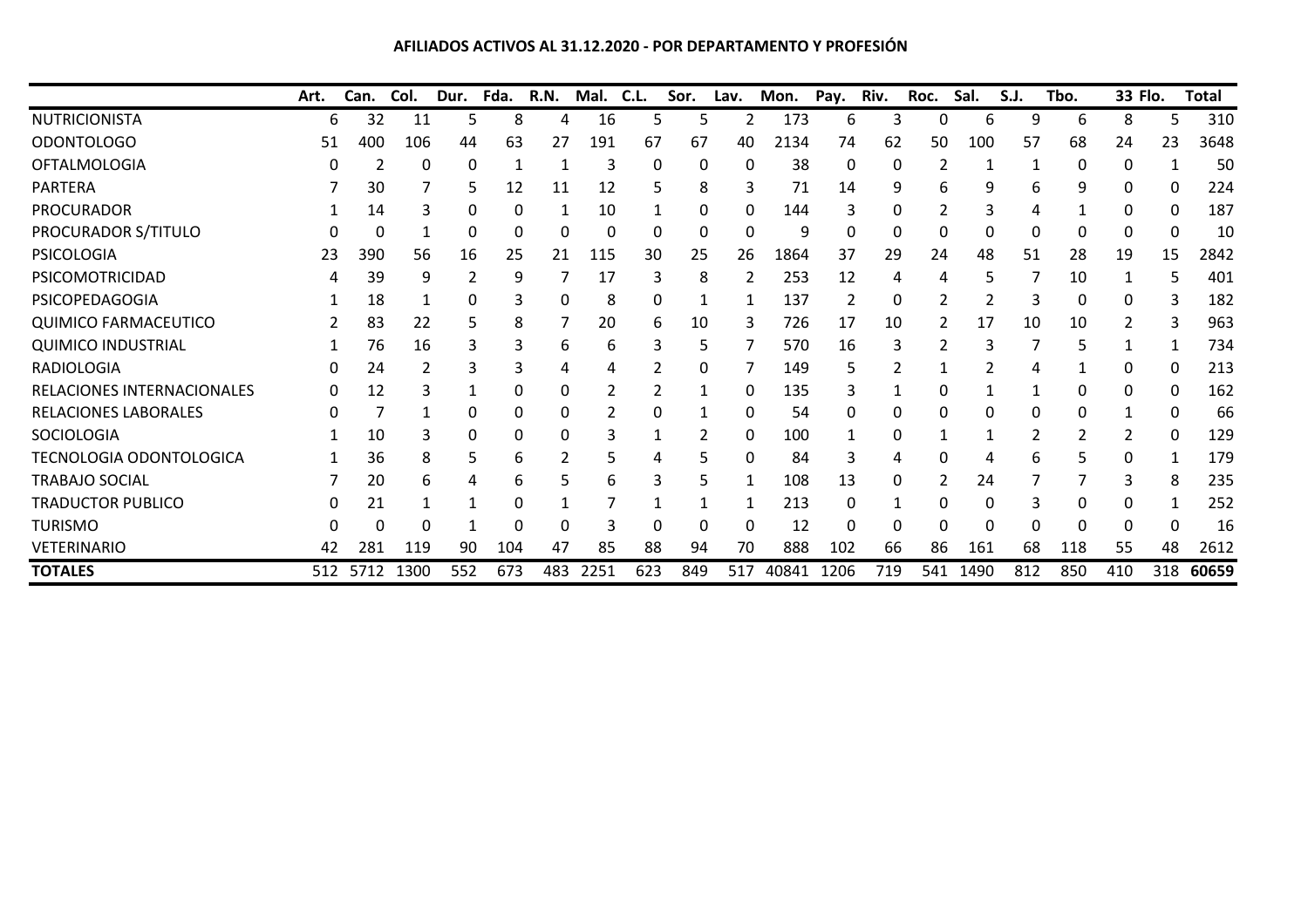**AFILIADOS ACTIVOS AL 31.12.2020 - POR DEPARTAMENTO Y PROFESIÓN**

| | Art. | Can. | Col. | Dur. | Fda. | R.N. | Mal. | C.L. | Sor. | Lav. | Mon. | Pay. | Riv. | Roc. | Sal. | S.J. | Tbo. | 33 | Flo. | Total |
|---|---|---|---|---|---|---|---|---|---|---|---|---|---|---|---|---|---|---|---|---|
| NUTRICIONISTA | 6 | 32 | 11 | 5 | 8 | 4 | 16 | 5 | 5 | 2 | 173 | 6 | 3 | 0 | 6 | 9 | 6 | 8 | 5 | 310 |
| ODONTOLOGO | 51 | 400 | 106 | 44 | 63 | 27 | 191 | 67 | 67 | 40 | 2134 | 74 | 62 | 50 | 100 | 57 | 68 | 24 | 23 | 3648 |
| OFTALMOLOGIA | 0 | 2 | 0 | 0 | 1 | 1 | 3 | 0 | 0 | 0 | 38 | 0 | 0 | 2 | 1 | 1 | 0 | 0 | 1 | 50 |
| PARTERA | 7 | 30 | 7 | 5 | 12 | 11 | 12 | 5 | 8 | 3 | 71 | 14 | 9 | 6 | 9 | 6 | 9 | 0 | 0 | 224 |
| PROCURADOR | 1 | 14 | 3 | 0 | 0 | 1 | 10 | 1 | 0 | 0 | 144 | 3 | 0 | 2 | 3 | 4 | 1 | 0 | 0 | 187 |
| PROCURADOR S/TITULO | 0 | 0 | 1 | 0 | 0 | 0 | 0 | 0 | 0 | 0 | 9 | 0 | 0 | 0 | 0 | 0 | 0 | 0 | 0 | 10 |
| PSICOLOGIA | 23 | 390 | 56 | 16 | 25 | 21 | 115 | 30 | 25 | 26 | 1864 | 37 | 29 | 24 | 48 | 51 | 28 | 19 | 15 | 2842 |
| PSICOMOTRICIDAD | 4 | 39 | 9 | 2 | 9 | 7 | 17 | 3 | 8 | 2 | 253 | 12 | 4 | 4 | 5 | 7 | 10 | 1 | 5 | 401 |
| PSICOPEDAGOGIA | 1 | 18 | 1 | 0 | 3 | 0 | 8 | 0 | 1 | 1 | 137 | 2 | 0 | 2 | 2 | 3 | 0 | 0 | 3 | 182 |
| QUIMICO FARMACEUTICO | 2 | 83 | 22 | 5 | 8 | 7 | 20 | 6 | 10 | 3 | 726 | 17 | 10 | 2 | 17 | 10 | 10 | 2 | 3 | 963 |
| QUIMICO INDUSTRIAL | 1 | 76 | 16 | 3 | 3 | 6 | 6 | 3 | 5 | 7 | 570 | 16 | 3 | 2 | 3 | 7 | 5 | 1 | 1 | 734 |
| RADIOLOGIA | 0 | 24 | 2 | 3 | 3 | 4 | 4 | 2 | 0 | 7 | 149 | 5 | 2 | 1 | 2 | 4 | 1 | 0 | 0 | 213 |
| RELACIONES INTERNACIONALES | 0 | 12 | 3 | 1 | 0 | 0 | 2 | 2 | 1 | 0 | 135 | 3 | 1 | 0 | 1 | 1 | 0 | 0 | 0 | 162 |
| RELACIONES LABORALES | 0 | 7 | 1 | 0 | 0 | 0 | 2 | 0 | 1 | 0 | 54 | 0 | 0 | 0 | 0 | 0 | 0 | 1 | 0 | 66 |
| SOCIOLOGIA | 1 | 10 | 3 | 0 | 0 | 0 | 3 | 1 | 2 | 0 | 100 | 1 | 0 | 1 | 1 | 2 | 2 | 2 | 0 | 129 |
| TECNOLOGIA ODONTOLOGICA | 1 | 36 | 8 | 5 | 6 | 2 | 5 | 4 | 5 | 0 | 84 | 3 | 4 | 0 | 4 | 6 | 5 | 0 | 1 | 179 |
| TRABAJO SOCIAL | 7 | 20 | 6 | 4 | 6 | 5 | 6 | 3 | 5 | 1 | 108 | 13 | 0 | 2 | 24 | 7 | 7 | 3 | 8 | 235 |
| TRADUCTOR PUBLICO | 0 | 21 | 1 | 1 | 0 | 1 | 7 | 1 | 1 | 1 | 213 | 0 | 1 | 0 | 0 | 3 | 0 | 0 | 1 | 252 |
| TURISMO | 0 | 0 | 0 | 1 | 0 | 0 | 3 | 0 | 0 | 0 | 12 | 0 | 0 | 0 | 0 | 0 | 0 | 0 | 0 | 16 |
| VETERINARIO | 42 | 281 | 119 | 90 | 104 | 47 | 85 | 88 | 94 | 70 | 888 | 102 | 66 | 86 | 161 | 68 | 118 | 55 | 48 | 2612 |
| **TOTALES** | 512 | 5712 | 1300 | 552 | 673 | 483 | 2251 | 623 | 849 | 517 | 40841 | 1206 | 719 | 541 | 1490 | 812 | 850 | 410 | 318 | **60659** |